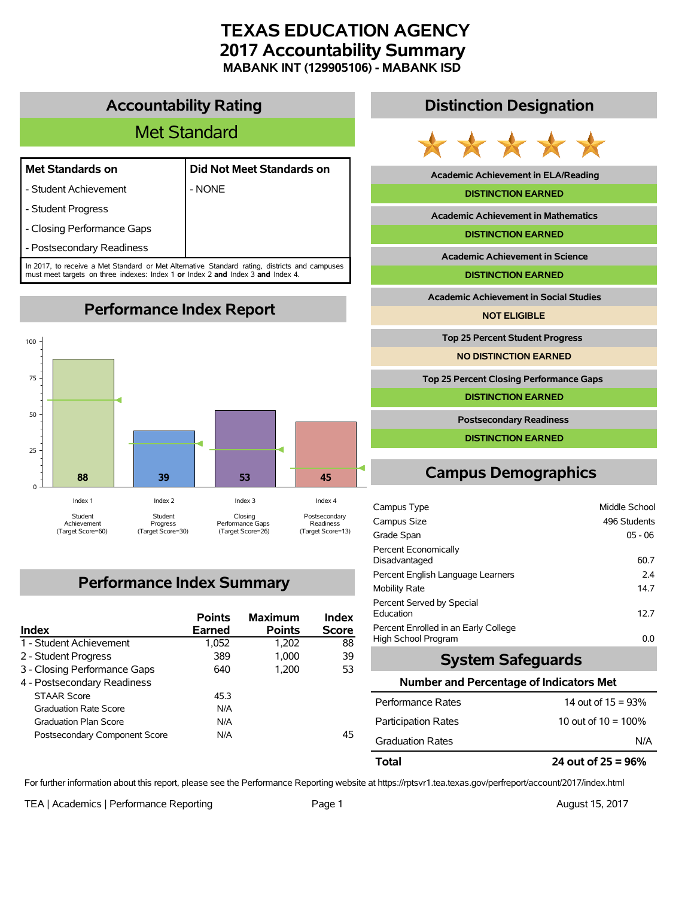# TEXAS EDUCATION AGENCY
# 2017 Accountability Summary
### MABANK INT (129905106) - MABANK ISD

## Accountability Rating

**Met Standard**

| Met Standards on | Did Not Meet Standards on |
|---|---|
| - Student Achievement | - NONE |
| - Student Progress | |
| - Closing Performance Gaps | |
| - Postsecondary Readiness | |

In 2017, to receive a Met Standard or Met Alternative Standard rating, districts and campuses must meet targets on three indexes: Index 1 **or** Index 2 **and** Index 3 **and** Index 4.

## Performance Index Report

| Index | Score | Target Score |
|---|---|---|
| Index 1 - Student Achievement | 88 | 60 |
| Index 2 - Student Progress | 39 | 30 |
| Index 3 - Closing Performance Gaps | 53 | 26 |
| Index 4 - Postsecondary Readiness | 45 | 13 |

## Performance Index Summary

| Index | Points Earned | Maximum Points | Index Score |
|---|---|---|---|
| 1 - Student Achievement | 1,052 | 1,202 | 88 |
| 2 - Student Progress | 389 | 1,000 | 39 |
| 3 - Closing Performance Gaps | 640 | 1,200 | 53 |
| 4 - Postsecondary Readiness | | | |
| STAAR Score | 45.3 | | |
| Graduation Rate Score | N/A | | |
| Graduation Plan Score | N/A | | |
| Postsecondary Component Score | N/A | | 45 |

## Distinction Designation

| Distinction | Status |
|---|---|
| Academic Achievement in ELA/Reading | DISTINCTION EARNED |
| Academic Achievement in Mathematics | DISTINCTION EARNED |
| Academic Achievement in Science | DISTINCTION EARNED |
| Academic Achievement in Social Studies | NOT ELIGIBLE |
| Top 25 Percent Student Progress | NO DISTINCTION EARNED |
| Top 25 Percent Closing Performance Gaps | DISTINCTION EARNED |
| Postsecondary Readiness | DISTINCTION EARNED |

## Campus Demographics

| | |
|---|---|
| Campus Type | Middle School |
| Campus Size | 496 Students |
| Grade Span | 05 - 06 |
| Percent Economically Disadvantaged | 60.7 |
| Percent English Language Learners | 2.4 |
| Mobility Rate | 14.7 |
| Percent Served by Special Education | 12.7 |
| Percent Enrolled in an Early College High School Program | 0.0 |

## System Safeguards

| Number and Percentage of Indicators Met | |
|---|---|
| Performance Rates | 14 out of 15 = 93% |
| Participation Rates | 10 out of 10 = 100% |
| Graduation Rates | N/A |
| **Total** | **24 out of 25 = 96%** |

For further information about this report, please see the Performance Reporting website at https://rptsvr1.tea.texas.gov/perfreport/account/2017/index.html

TEA | Academics | Performance Reporting — August 15, 2017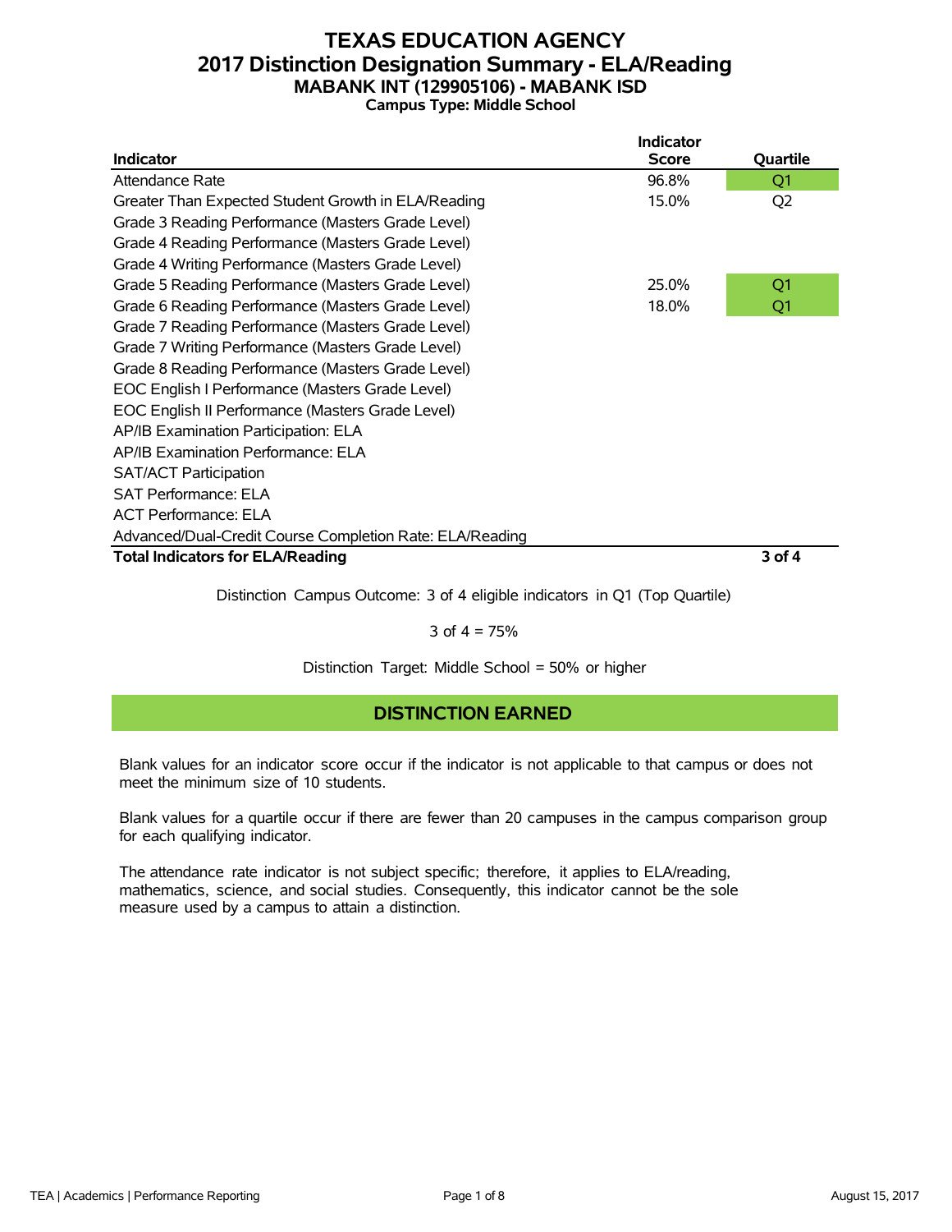# TEXAS EDUCATION AGENCY
## 2017 Distinction Designation Summary - ELA/Reading
### MABANK INT (129905106) - MABANK ISD
**Campus Type: Middle School**

| Indicator | Indicator Score | Quartile |
|---|---|---|
| Attendance Rate | 96.8% | Q1 |
| Greater Than Expected Student Growth in ELA/Reading | 15.0% | Q2 |
| Grade 3 Reading Performance (Masters Grade Level) | | |
| Grade 4 Reading Performance (Masters Grade Level) | | |
| Grade 4 Writing Performance (Masters Grade Level) | | |
| Grade 5 Reading Performance (Masters Grade Level) | 25.0% | Q1 |
| Grade 6 Reading Performance (Masters Grade Level) | 18.0% | Q1 |
| Grade 7 Reading Performance (Masters Grade Level) | | |
| Grade 7 Writing Performance (Masters Grade Level) | | |
| Grade 8 Reading Performance (Masters Grade Level) | | |
| EOC English I Performance (Masters Grade Level) | | |
| EOC English II Performance (Masters Grade Level) | | |
| AP/IB Examination Participation: ELA | | |
| AP/IB Examination Performance: ELA | | |
| SAT/ACT Participation | | |
| SAT Performance: ELA | | |
| ACT Performance: ELA | | |
| Advanced/Dual-Credit Course Completion Rate: ELA/Reading | | |
| **Total Indicators for ELA/Reading** | | **3 of 4** |

Distinction Campus Outcome: 3 of 4 eligible indicators in Q1 (Top Quartile)

3 of 4 = 75%

Distinction Target: Middle School = 50% or higher

**DISTINCTION EARNED**

Blank values for an indicator score occur if the indicator is not applicable to that campus or does not meet the minimum size of 10 students.

Blank values for a quartile occur if there are fewer than 20 campuses in the campus comparison group for each qualifying indicator.

The attendance rate indicator is not subject specific; therefore, it applies to ELA/reading, mathematics, science, and social studies. Consequently, this indicator cannot be the sole measure used by a campus to attain a distinction.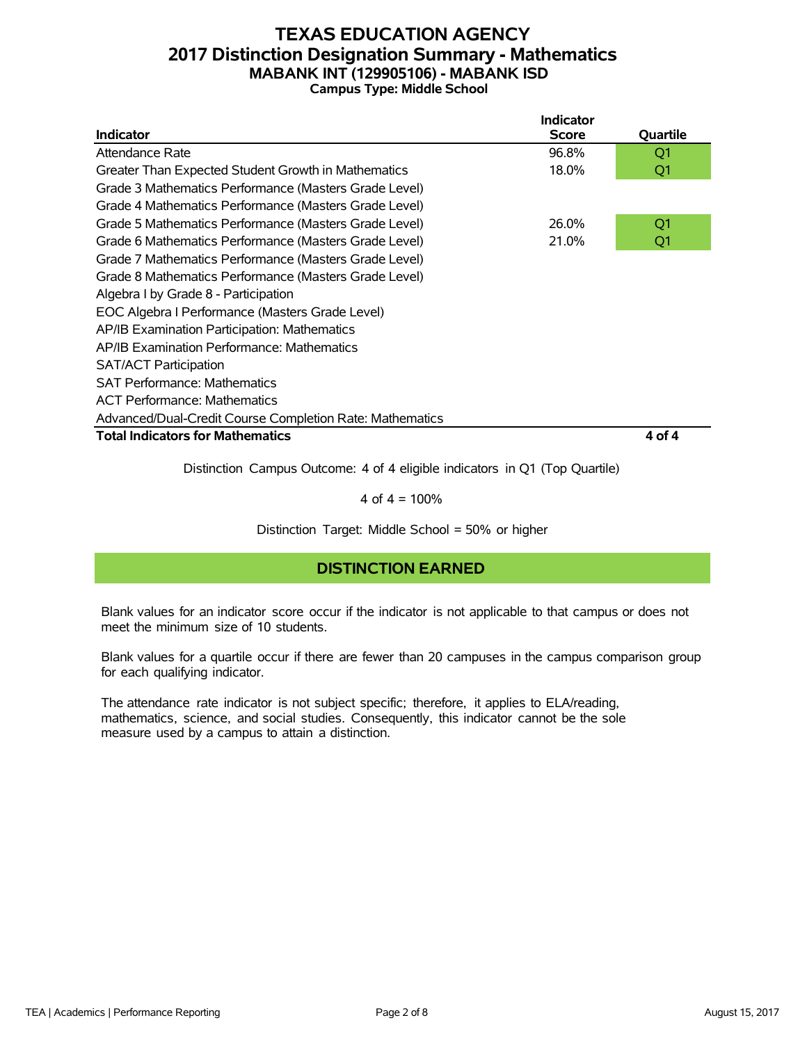# TEXAS EDUCATION AGENCY
## 2017 Distinction Designation Summary - Mathematics
### MABANK INT (129905106) - MABANK ISD
**Campus Type: Middle School**

| Indicator | Indicator Score | Quartile |
|---|---|---|
| Attendance Rate | 96.8% | Q1 |
| Greater Than Expected Student Growth in Mathematics | 18.0% | Q1 |
| Grade 3 Mathematics Performance (Masters Grade Level) | | |
| Grade 4 Mathematics Performance (Masters Grade Level) | | |
| Grade 5 Mathematics Performance (Masters Grade Level) | 26.0% | Q1 |
| Grade 6 Mathematics Performance (Masters Grade Level) | 21.0% | Q1 |
| Grade 7 Mathematics Performance (Masters Grade Level) | | |
| Grade 8 Mathematics Performance (Masters Grade Level) | | |
| Algebra I by Grade 8 - Participation | | |
| EOC Algebra I Performance (Masters Grade Level) | | |
| AP/IB Examination Participation: Mathematics | | |
| AP/IB Examination Performance: Mathematics | | |
| SAT/ACT Participation | | |
| SAT Performance: Mathematics | | |
| ACT Performance: Mathematics | | |
| Advanced/Dual-Credit Course Completion Rate: Mathematics | | |
| **Total Indicators for Mathematics** | | **4 of 4** |

Distinction Campus Outcome: 4 of 4 eligible indicators in Q1 (Top Quartile)

4 of 4 = 100%

Distinction Target: Middle School = 50% or higher

**DISTINCTION EARNED**

Blank values for an indicator score occur if the indicator is not applicable to that campus or does not meet the minimum size of 10 students.

Blank values for a quartile occur if there are fewer than 20 campuses in the campus comparison group for each qualifying indicator.

The attendance rate indicator is not subject specific; therefore, it applies to ELA/reading, mathematics, science, and social studies. Consequently, this indicator cannot be the sole measure used by a campus to attain a distinction.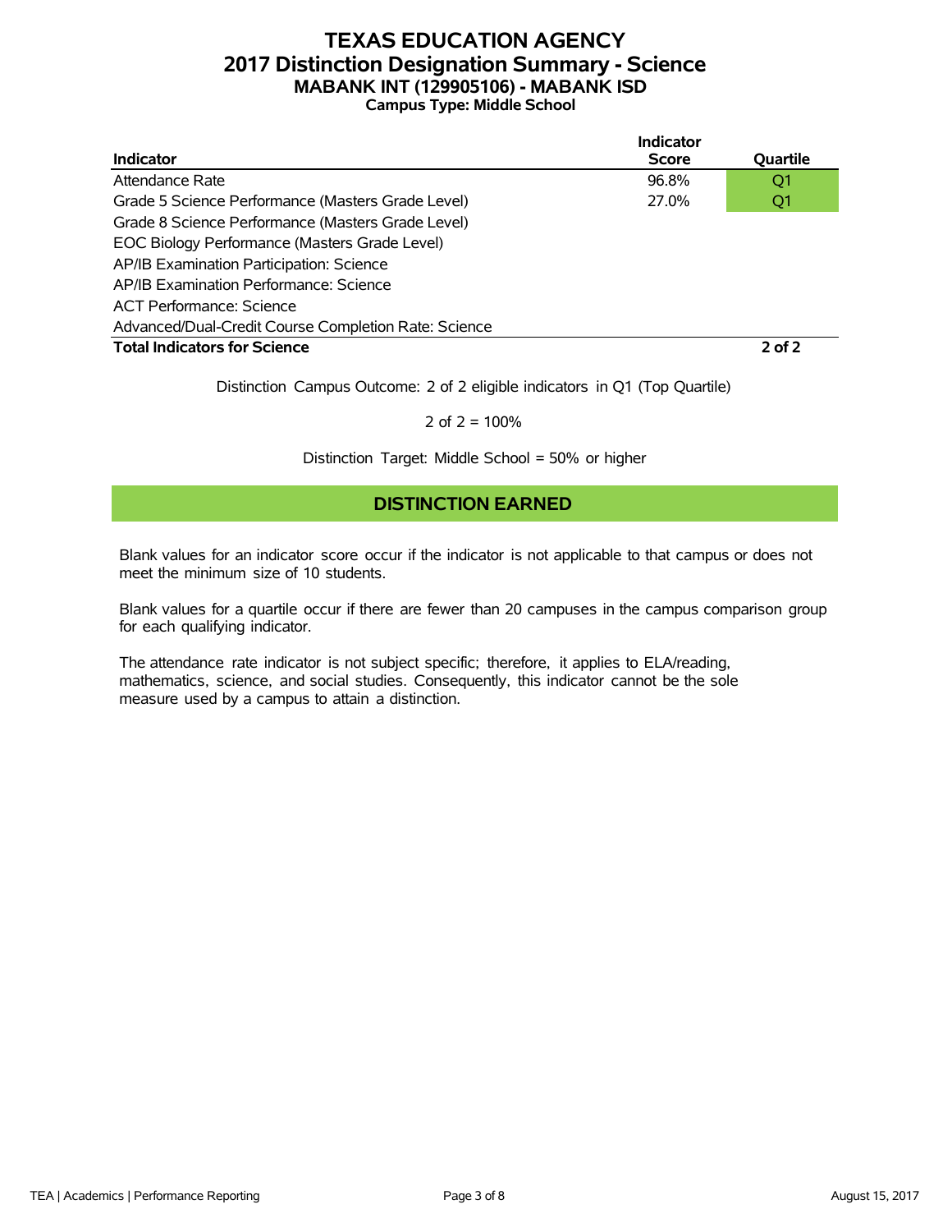# TEXAS EDUCATION AGENCY
## 2017 Distinction Designation Summary - Science
### MABANK INT (129905106) - MABANK ISD
**Campus Type: Middle School**

| Indicator | Indicator Score | Quartile |
|---|---|---|
| Attendance Rate | 96.8% | Q1 |
| Grade 5 Science Performance (Masters Grade Level) | 27.0% | Q1 |
| Grade 8 Science Performance (Masters Grade Level) | | |
| EOC Biology Performance (Masters Grade Level) | | |
| AP/IB Examination Participation: Science | | |
| AP/IB Examination Performance: Science | | |
| ACT Performance: Science | | |
| Advanced/Dual-Credit Course Completion Rate: Science | | |
| **Total Indicators for Science** | | **2 of 2** |

Distinction Campus Outcome: 2 of 2 eligible indicators in Q1 (Top Quartile)

2 of 2 = 100%

Distinction Target: Middle School = 50% or higher

**DISTINCTION EARNED**

Blank values for an indicator score occur if the indicator is not applicable to that campus or does not meet the minimum size of 10 students.

Blank values for a quartile occur if there are fewer than 20 campuses in the campus comparison group for each qualifying indicator.

The attendance rate indicator is not subject specific; therefore, it applies to ELA/reading, mathematics, science, and social studies. Consequently, this indicator cannot be the sole measure used by a campus to attain a distinction.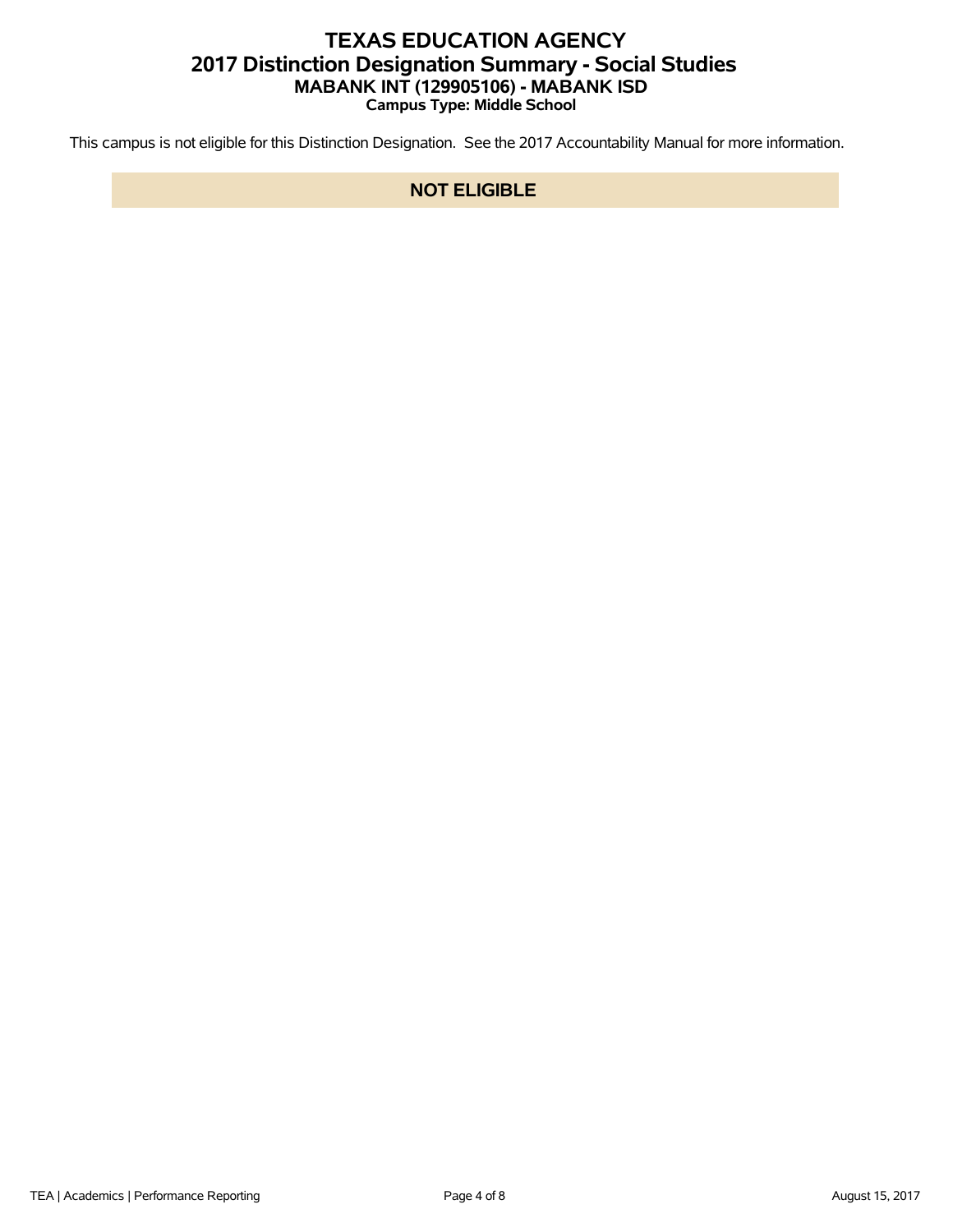# TEXAS EDUCATION AGENCY
## 2017 Distinction Designation Summary - Social Studies
### MABANK INT (129905106) - MABANK ISD
**Campus Type: Middle School**

This campus is not eligible for this Distinction Designation. See the 2017 Accountability Manual for more information.

**NOT ELIGIBLE**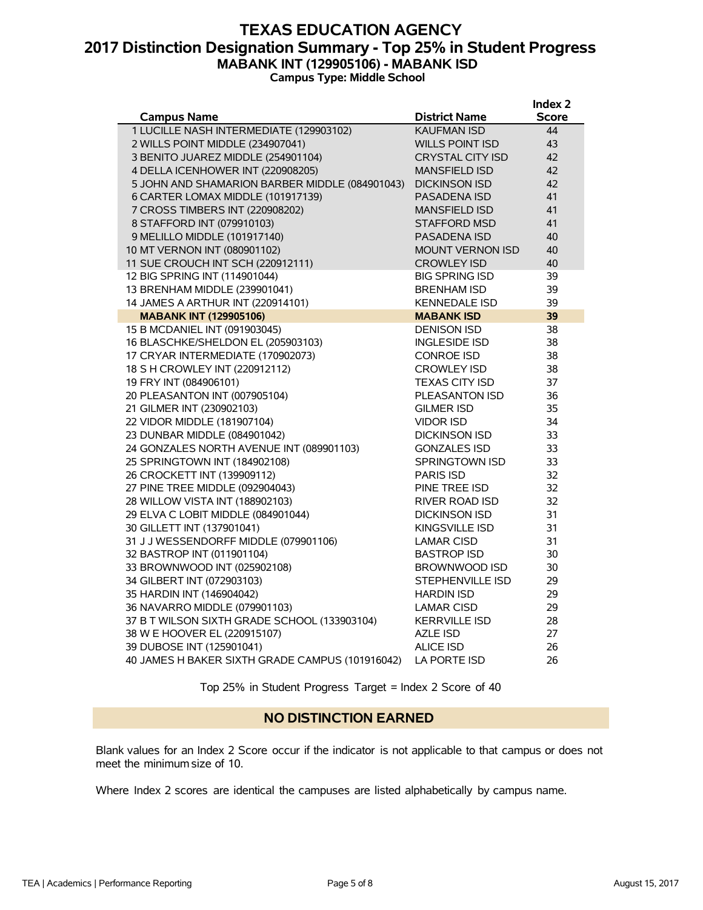# TEXAS EDUCATION AGENCY
## 2017 Distinction Designation Summary - Top 25% in Student Progress
### MABANK INT (129905106) - MABANK ISD
**Campus Type: Middle School**

| Campus Name | District Name | Index 2 Score |
|---|---|---|
| 1 LUCILLE NASH INTERMEDIATE (129903102) | KAUFMAN ISD | 44 |
| 2 WILLS POINT MIDDLE (234907041) | WILLS POINT ISD | 43 |
| 3 BENITO JUAREZ MIDDLE (254901104) | CRYSTAL CITY ISD | 42 |
| 4 DELLA ICENHOWER INT (220908205) | MANSFIELD ISD | 42 |
| 5 JOHN AND SHAMARION BARBER MIDDLE (084901043) | DICKINSON ISD | 42 |
| 6 CARTER LOMAX MIDDLE (101917139) | PASADENA ISD | 41 |
| 7 CROSS TIMBERS INT (220908202) | MANSFIELD ISD | 41 |
| 8 STAFFORD INT (079910103) | STAFFORD MSD | 41 |
| 9 MELILLO MIDDLE (101917140) | PASADENA ISD | 40 |
| 10 MT VERNON INT (080901102) | MOUNT VERNON ISD | 40 |
| 11 SUE CROUCH INT SCH (220912111) | CROWLEY ISD | 40 |
| 12 BIG SPRING INT (114901044) | BIG SPRING ISD | 39 |
| 13 BRENHAM MIDDLE (239901041) | BRENHAM ISD | 39 |
| 14 JAMES A ARTHUR INT (220914101) | KENNEDALE ISD | 39 |
| **MABANK INT (129905106)** | **MABANK ISD** | **39** |
| 15 B MCDANIEL INT (091903045) | DENISON ISD | 38 |
| 16 BLASCHKE/SHELDON EL (205903103) | INGLESIDE ISD | 38 |
| 17 CRYAR INTERMEDIATE (170902073) | CONROE ISD | 38 |
| 18 S H CROWLEY INT (220912112) | CROWLEY ISD | 38 |
| 19 FRY INT (084906101) | TEXAS CITY ISD | 37 |
| 20 PLEASANTON INT (007905104) | PLEASANTON ISD | 36 |
| 21 GILMER INT (230902103) | GILMER ISD | 35 |
| 22 VIDOR MIDDLE (181907104) | VIDOR ISD | 34 |
| 23 DUNBAR MIDDLE (084901042) | DICKINSON ISD | 33 |
| 24 GONZALES NORTH AVENUE INT (089901103) | GONZALES ISD | 33 |
| 25 SPRINGTOWN INT (184902108) | SPRINGTOWN ISD | 33 |
| 26 CROCKETT INT (139909112) | PARIS ISD | 32 |
| 27 PINE TREE MIDDLE (092904043) | PINE TREE ISD | 32 |
| 28 WILLOW VISTA INT (188902103) | RIVER ROAD ISD | 32 |
| 29 ELVA C LOBIT MIDDLE (084901044) | DICKINSON ISD | 31 |
| 30 GILLETT INT (137901041) | KINGSVILLE ISD | 31 |
| 31 J J WESSENDORFF MIDDLE (079901106) | LAMAR CISD | 31 |
| 32 BASTROP INT (011901104) | BASTROP ISD | 30 |
| 33 BROWNWOOD INT (025902108) | BROWNWOOD ISD | 30 |
| 34 GILBERT INT (072903103) | STEPHENVILLE ISD | 29 |
| 35 HARDIN INT (146904042) | HARDIN ISD | 29 |
| 36 NAVARRO MIDDLE (079901103) | LAMAR CISD | 29 |
| 37 B T WILSON SIXTH GRADE SCHOOL (133903104) | KERRVILLE ISD | 28 |
| 38 W E HOOVER EL (220915107) | AZLE ISD | 27 |
| 39 DUBOSE INT (125901041) | ALICE ISD | 26 |
| 40 JAMES H BAKER SIXTH GRADE CAMPUS (101916042) | LA PORTE ISD | 26 |

Top 25% in Student Progress Target = Index 2 Score of 40

**NO DISTINCTION EARNED**

Blank values for an Index 2 Score occur if the indicator is not applicable to that campus or does not meet the minimum size of 10.

Where Index 2 scores are identical the campuses are listed alphabetically by campus name.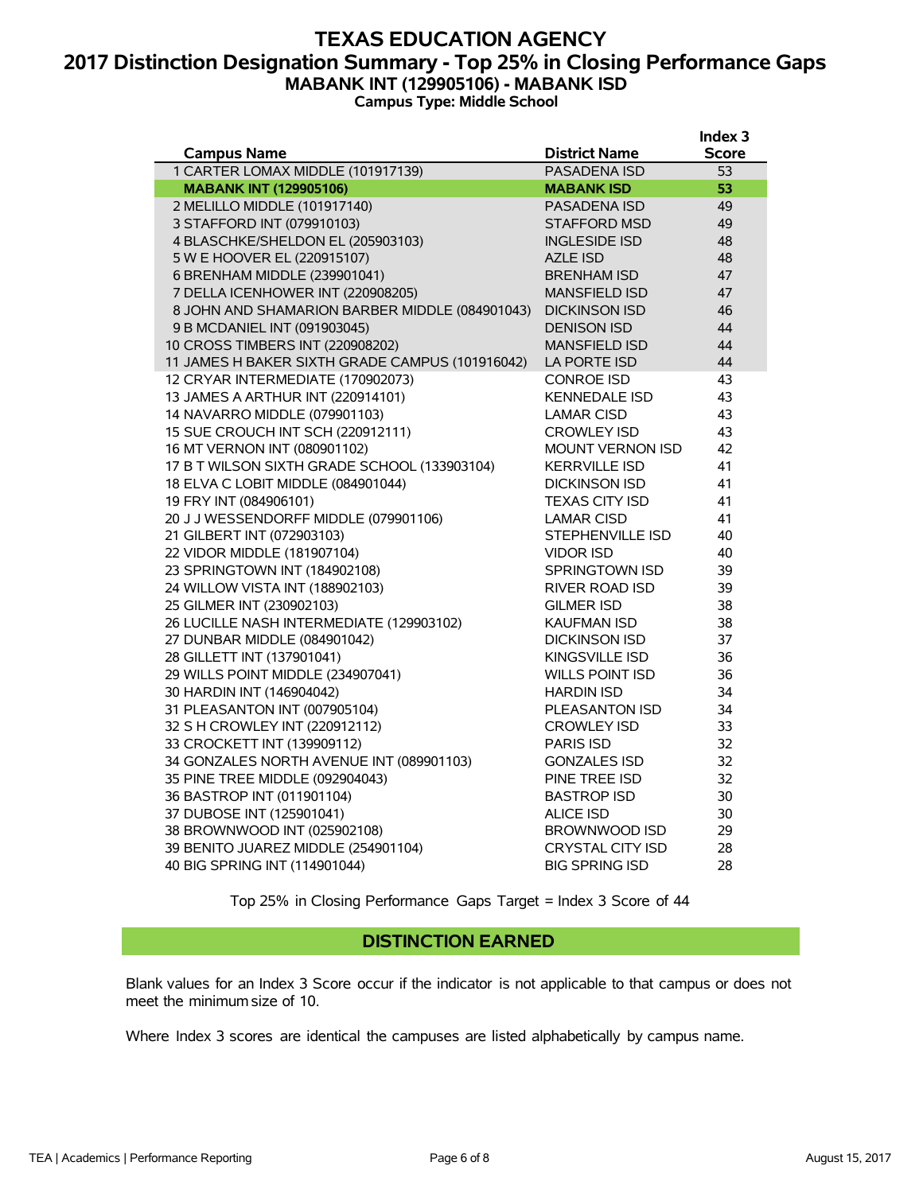# TEXAS EDUCATION AGENCY
## 2017 Distinction Designation Summary - Top 25% in Closing Performance Gaps
### MABANK INT (129905106) - MABANK ISD
**Campus Type: Middle School**

| Campus Name | District Name | Index 3 Score |
|---|---|---|
| 1 CARTER LOMAX MIDDLE (101917139) | PASADENA ISD | 53 |
| **MABANK INT (129905106)** | **MABANK ISD** | **53** |
| 2 MELILLO MIDDLE (101917140) | PASADENA ISD | 49 |
| 3 STAFFORD INT (079910103) | STAFFORD MSD | 49 |
| 4 BLASCHKE/SHELDON EL (205903103) | INGLESIDE ISD | 48 |
| 5 W E HOOVER EL (220915107) | AZLE ISD | 48 |
| 6 BRENHAM MIDDLE (239901041) | BRENHAM ISD | 47 |
| 7 DELLA ICENHOWER INT (220908205) | MANSFIELD ISD | 47 |
| 8 JOHN AND SHAMARION BARBER MIDDLE (084901043) | DICKINSON ISD | 46 |
| 9 B MCDANIEL INT (091903045) | DENISON ISD | 44 |
| 10 CROSS TIMBERS INT (220908202) | MANSFIELD ISD | 44 |
| 11 JAMES H BAKER SIXTH GRADE CAMPUS (101916042) | LA PORTE ISD | 44 |
| 12 CRYAR INTERMEDIATE (170902073) | CONROE ISD | 43 |
| 13 JAMES A ARTHUR INT (220914101) | KENNEDALE ISD | 43 |
| 14 NAVARRO MIDDLE (079901103) | LAMAR CISD | 43 |
| 15 SUE CROUCH INT SCH (220912111) | CROWLEY ISD | 43 |
| 16 MT VERNON INT (080901102) | MOUNT VERNON ISD | 42 |
| 17 B T WILSON SIXTH GRADE SCHOOL (133903104) | KERRVILLE ISD | 41 |
| 18 ELVA C LOBIT MIDDLE (084901044) | DICKINSON ISD | 41 |
| 19 FRY INT (084906101) | TEXAS CITY ISD | 41 |
| 20 J J WESSENDORFF MIDDLE (079901106) | LAMAR CISD | 41 |
| 21 GILBERT INT (072903103) | STEPHENVILLE ISD | 40 |
| 22 VIDOR MIDDLE (181907104) | VIDOR ISD | 40 |
| 23 SPRINGTOWN INT (184902108) | SPRINGTOWN ISD | 39 |
| 24 WILLOW VISTA INT (188902103) | RIVER ROAD ISD | 39 |
| 25 GILMER INT (230902103) | GILMER ISD | 38 |
| 26 LUCILLE NASH INTERMEDIATE (129903102) | KAUFMAN ISD | 38 |
| 27 DUNBAR MIDDLE (084901042) | DICKINSON ISD | 37 |
| 28 GILLETT INT (137901041) | KINGSVILLE ISD | 36 |
| 29 WILLS POINT MIDDLE (234907041) | WILLS POINT ISD | 36 |
| 30 HARDIN INT (146904042) | HARDIN ISD | 34 |
| 31 PLEASANTON INT (007905104) | PLEASANTON ISD | 34 |
| 32 S H CROWLEY INT (220912112) | CROWLEY ISD | 33 |
| 33 CROCKETT INT (139909112) | PARIS ISD | 32 |
| 34 GONZALES NORTH AVENUE INT (089901103) | GONZALES ISD | 32 |
| 35 PINE TREE MIDDLE (092904043) | PINE TREE ISD | 32 |
| 36 BASTROP INT (011901104) | BASTROP ISD | 30 |
| 37 DUBOSE INT (125901041) | ALICE ISD | 30 |
| 38 BROWNWOOD INT (025902108) | BROWNWOOD ISD | 29 |
| 39 BENITO JUAREZ MIDDLE (254901104) | CRYSTAL CITY ISD | 28 |
| 40 BIG SPRING INT (114901044) | BIG SPRING ISD | 28 |

Top 25% in Closing Performance Gaps Target = Index 3 Score of 44

**DISTINCTION EARNED**

Blank values for an Index 3 Score occur if the indicator is not applicable to that campus or does not meet the minimum size of 10.

Where Index 3 scores are identical the campuses are listed alphabetically by campus name.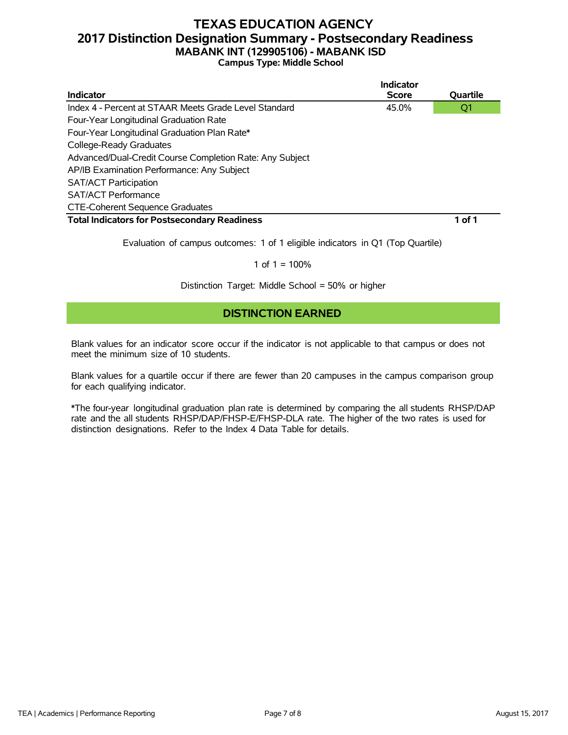# TEXAS EDUCATION AGENCY
## 2017 Distinction Designation Summary - Postsecondary Readiness
### MABANK INT (129905106) - MABANK ISD
**Campus Type: Middle School**

| Indicator | Indicator Score | Quartile |
|---|---|---|
| Index 4 - Percent at STAAR Meets Grade Level Standard | 45.0% | Q1 |
| Four-Year Longitudinal Graduation Rate | | |
| Four-Year Longitudinal Graduation Plan Rate* | | |
| College-Ready Graduates | | |
| Advanced/Dual-Credit Course Completion Rate: Any Subject | | |
| AP/IB Examination Performance: Any Subject | | |
| SAT/ACT Participation | | |
| SAT/ACT Performance | | |
| CTE-Coherent Sequence Graduates | | |
| **Total Indicators for Postsecondary Readiness** | | **1 of 1** |

Evaluation of campus outcomes: 1 of 1 eligible indicators in Q1 (Top Quartile)

1 of 1 = 100%

Distinction Target: Middle School = 50% or higher

**DISTINCTION EARNED**

Blank values for an indicator score occur if the indicator is not applicable to that campus or does not meet the minimum size of 10 students.

Blank values for a quartile occur if there are fewer than 20 campuses in the campus comparison group for each qualifying indicator.

*The four-year longitudinal graduation plan rate is determined by comparing the all students RHSP/DAP rate and the all students RHSP/DAP/FHSP-E/FHSP-DLA rate. The higher of the two rates is used for distinction designations. Refer to the Index 4 Data Table for details.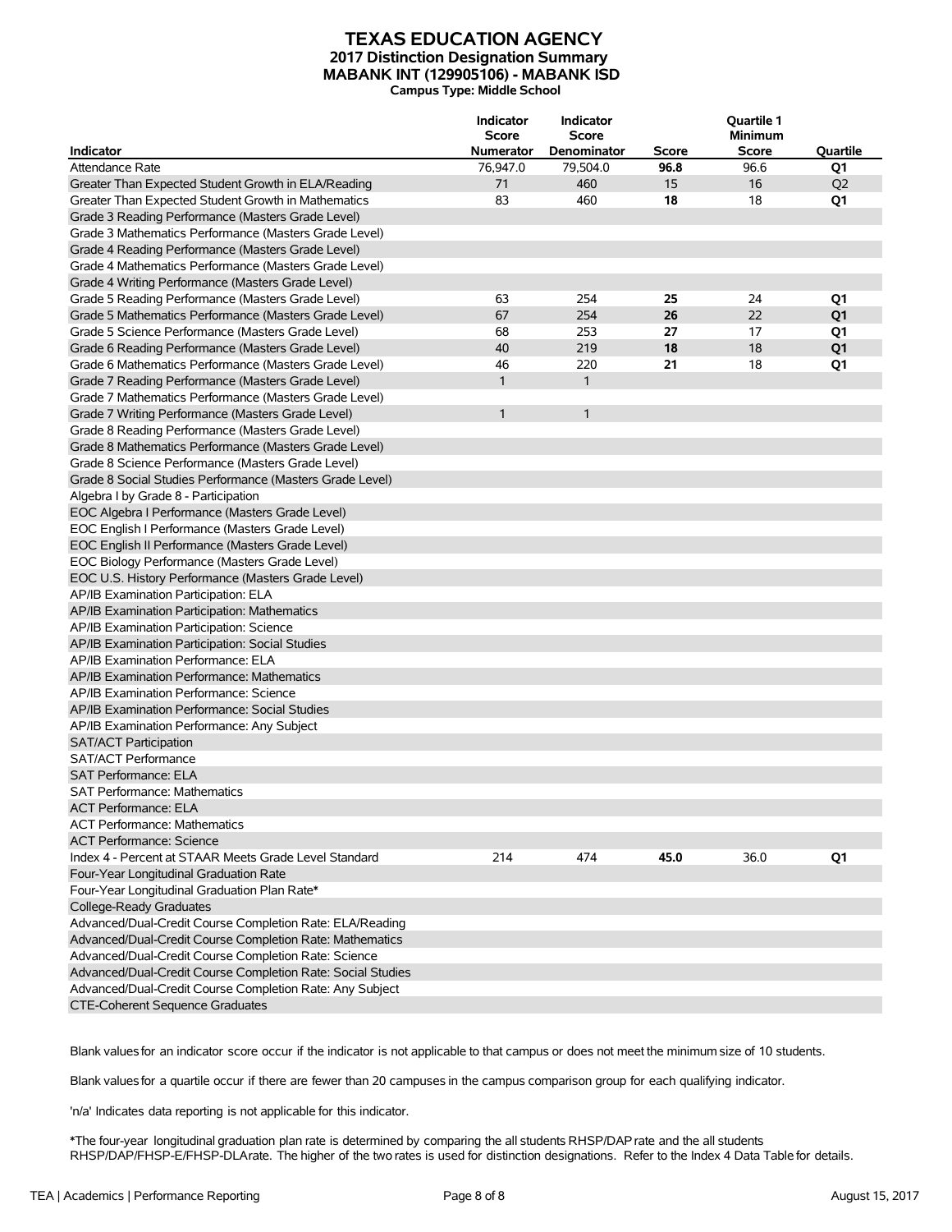# TEXAS EDUCATION AGENCY
## 2017 Distinction Designation Summary
## MABANK INT (129905106) - MABANK ISD
### Campus Type: Middle School

| Indicator | Indicator Score Numerator | Indicator Score Denominator | Score | Quartile 1 Minimum Score | Quartile |
|---|---|---|---|---|---|
| Attendance Rate | 76,947.0 | 79,504.0 | **96.8** | 96.6 | **Q1** |
| Greater Than Expected Student Growth in ELA/Reading | 71 | 460 | 15 | 16 | Q2 |
| Greater Than Expected Student Growth in Mathematics | 83 | 460 | **18** | 18 | **Q1** |
| Grade 3 Reading Performance (Masters Grade Level) | | | | | |
| Grade 3 Mathematics Performance (Masters Grade Level) | | | | | |
| Grade 4 Reading Performance (Masters Grade Level) | | | | | |
| Grade 4 Mathematics Performance (Masters Grade Level) | | | | | |
| Grade 4 Writing Performance (Masters Grade Level) | | | | | |
| Grade 5 Reading Performance (Masters Grade Level) | 63 | 254 | **25** | 24 | **Q1** |
| Grade 5 Mathematics Performance (Masters Grade Level) | 67 | 254 | **26** | 22 | **Q1** |
| Grade 5 Science Performance (Masters Grade Level) | 68 | 253 | **27** | 17 | **Q1** |
| Grade 6 Reading Performance (Masters Grade Level) | 40 | 219 | **18** | 18 | **Q1** |
| Grade 6 Mathematics Performance (Masters Grade Level) | 46 | 220 | **21** | 18 | **Q1** |
| Grade 7 Reading Performance (Masters Grade Level) | 1 | 1 | | | |
| Grade 7 Mathematics Performance (Masters Grade Level) | | | | | |
| Grade 7 Writing Performance (Masters Grade Level) | 1 | 1 | | | |
| Grade 8 Reading Performance (Masters Grade Level) | | | | | |
| Grade 8 Mathematics Performance (Masters Grade Level) | | | | | |
| Grade 8 Science Performance (Masters Grade Level) | | | | | |
| Grade 8 Social Studies Performance (Masters Grade Level) | | | | | |
| Algebra I by Grade 8 - Participation | | | | | |
| EOC Algebra I Performance (Masters Grade Level) | | | | | |
| EOC English I Performance (Masters Grade Level) | | | | | |
| EOC English II Performance (Masters Grade Level) | | | | | |
| EOC Biology Performance (Masters Grade Level) | | | | | |
| EOC U.S. History Performance (Masters Grade Level) | | | | | |
| AP/IB Examination Participation: ELA | | | | | |
| AP/IB Examination Participation: Mathematics | | | | | |
| AP/IB Examination Participation: Science | | | | | |
| AP/IB Examination Participation: Social Studies | | | | | |
| AP/IB Examination Performance: ELA | | | | | |
| AP/IB Examination Performance: Mathematics | | | | | |
| AP/IB Examination Performance: Science | | | | | |
| AP/IB Examination Performance: Social Studies | | | | | |
| AP/IB Examination Performance: Any Subject | | | | | |
| SAT/ACT Participation | | | | | |
| SAT/ACT Performance | | | | | |
| SAT Performance: ELA | | | | | |
| SAT Performance: Mathematics | | | | | |
| ACT Performance: ELA | | | | | |
| ACT Performance: Mathematics | | | | | |
| ACT Performance: Science | | | | | |
| Index 4 - Percent at STAAR Meets Grade Level Standard | 214 | 474 | **45.0** | 36.0 | **Q1** |
| Four-Year Longitudinal Graduation Rate | | | | | |
| Four-Year Longitudinal Graduation Plan Rate* | | | | | |
| College-Ready Graduates | | | | | |
| Advanced/Dual-Credit Course Completion Rate: ELA/Reading | | | | | |
| Advanced/Dual-Credit Course Completion Rate: Mathematics | | | | | |
| Advanced/Dual-Credit Course Completion Rate: Science | | | | | |
| Advanced/Dual-Credit Course Completion Rate: Social Studies | | | | | |
| Advanced/Dual-Credit Course Completion Rate: Any Subject | | | | | |
| CTE-Coherent Sequence Graduates | | | | | |

Blank values for an indicator score occur if the indicator is not applicable to that campus or does not meet the minimum size of 10 students.

Blank values for a quartile occur if there are fewer than 20 campuses in the campus comparison group for each qualifying indicator.

'n/a' Indicates data reporting is not applicable for this indicator.

*The four-year longitudinal graduation plan rate is determined by comparing the all students RHSP/DAP rate and the all students RHSP/DAP/FHSP-E/FHSP-DLA rate. The higher of the two rates is used for distinction designations. Refer to the Index 4 Data Table for details.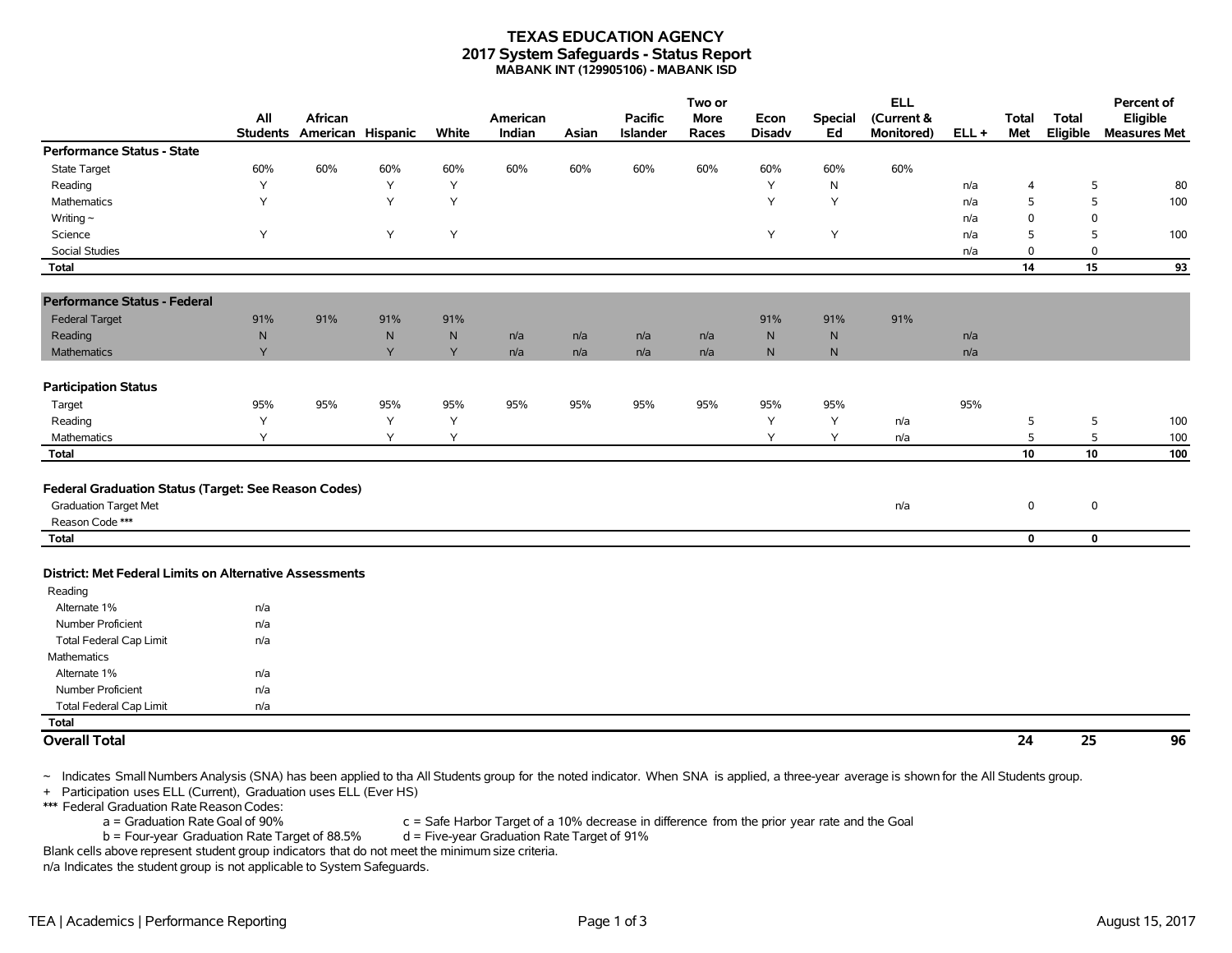# TEXAS EDUCATION AGENCY
## 2017 System Safeguards - Status Report
### MABANK INT (129905106) - MABANK ISD

| | All Students | African American | Hispanic | White | American Indian | Asian | Pacific Islander | Two or More Races | Econ Disadv | Special Ed | ELL (Current & Monitored) | ELL + | Total Met | Total Eligible | Percent of Eligible Measures Met |
|---|---|---|---|---|---|---|---|---|---|---|---|---|---|---|---|
| **Performance Status - State** | | | | | | | | | | | | | | | |
| State Target | 60% | 60% | 60% | 60% | 60% | 60% | 60% | 60% | 60% | 60% | 60% | | | | |
| Reading | Y | | Y | Y | | | | | Y | N | | n/a | 4 | 5 | 80 |
| Mathematics | Y | | Y | Y | | | | | Y | Y | | n/a | 5 | 5 | 100 |
| Writing ~ | | | | | | | | | | | | n/a | 0 | 0 | |
| Science | Y | | Y | Y | | | | | Y | Y | | n/a | 5 | 5 | 100 |
| Social Studies | | | | | | | | | | | | n/a | 0 | 0 | |
| **Total** | | | | | | | | | | | | | 14 | 15 | 93 |
| **Performance Status - Federal** | | | | | | | | | | | | | | | |
| Federal Target | 91% | 91% | 91% | 91% | | | | | 91% | 91% | 91% | | | | |
| Reading | N | | N | N | n/a | n/a | n/a | n/a | N | N | | n/a | | | |
| Mathematics | Y | | Y | Y | n/a | n/a | n/a | n/a | N | N | | n/a | | | |
| **Participation Status** | | | | | | | | | | | | | | | |
| Target | 95% | 95% | 95% | 95% | 95% | 95% | 95% | 95% | 95% | 95% | | 95% | | | |
| Reading | Y | | Y | Y | | | | | Y | Y | n/a | | 5 | 5 | 100 |
| Mathematics | Y | | Y | Y | | | | | Y | Y | n/a | | 5 | 5 | 100 |
| **Total** | | | | | | | | | | | | | 10 | 10 | 100 |
| **Federal Graduation Status (Target: See Reason Codes)** | | | | | | | | | | | | | | | |
| Graduation Target Met | | | | | | | | | | | n/a | | 0 | 0 | |
| Reason Code *** | | | | | | | | | | | | | | | |
| **Total** | | | | | | | | | | | | | 0 | 0 | |
| **District: Met Federal Limits on Alternative Assessments** | | | | | | | | | | | | | | | |
| Reading | | | | | | | | | | | | | | | |
| Alternate 1% | n/a | | | | | | | | | | | | | | |
| Number Proficient | n/a | | | | | | | | | | | | | | |
| Total Federal Cap Limit | n/a | | | | | | | | | | | | | | |
| Mathematics | | | | | | | | | | | | | | | |
| Alternate 1% | n/a | | | | | | | | | | | | | | |
| Number Proficient | n/a | | | | | | | | | | | | | | |
| Total Federal Cap Limit | n/a | | | | | | | | | | | | | | |
| **Total** | | | | | | | | | | | | | | | |
| **Overall Total** | | | | | | | | | | | | | **24** | **25** | **96** |

~ Indicates Small Numbers Analysis (SNA) has been applied to tha All Students group for the noted indicator. When SNA is applied, a three-year average is shown for the All Students group.

\+ Participation uses ELL (Current), Graduation uses ELL (Ever HS)

*** Federal Graduation Rate Reason Codes:

- a = Graduation Rate Goal of 90%
- b = Four-year Graduation Rate Target of 88.5%
- c = Safe Harbor Target of a 10% decrease in difference from the prior year rate and the Goal
- d = Five-year Graduation Rate Target of 91%

Blank cells above represent student group indicators that do not meet the minimum size criteria.

n/a Indicates the student group is not applicable to System Safeguards.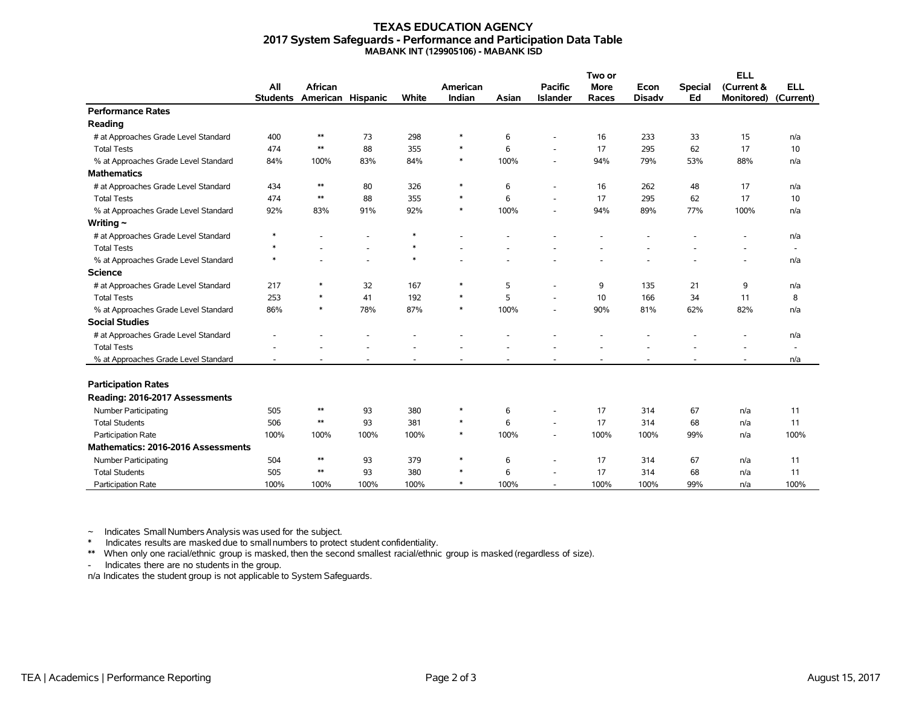# TEXAS EDUCATION AGENCY
## 2017 System Safeguards - Performance and Participation Data Table
### MABANK INT (129905106) - MABANK ISD

| | All Students | African American | Hispanic | White | American Indian | Asian | Pacific Islander | Two or More Races | Econ Disadv | Special Ed | ELL (Current & Monitored) | ELL (Current) |
|---|---|---|---|---|---|---|---|---|---|---|---|---|
| **Performance Rates** | | | | | | | | | | | | |
| **Reading** | | | | | | | | | | | | |
| # at Approaches Grade Level Standard | 400 | ** | 73 | 298 | * | 6 | - | 16 | 233 | 33 | 15 | n/a |
| Total Tests | 474 | ** | 88 | 355 | * | 6 | - | 17 | 295 | 62 | 17 | 10 |
| % at Approaches Grade Level Standard | 84% | 100% | 83% | 84% | * | 100% | - | 94% | 79% | 53% | 88% | n/a |
| **Mathematics** | | | | | | | | | | | | |
| # at Approaches Grade Level Standard | 434 | ** | 80 | 326 | * | 6 | - | 16 | 262 | 48 | 17 | n/a |
| Total Tests | 474 | ** | 88 | 355 | * | 6 | - | 17 | 295 | 62 | 17 | 10 |
| % at Approaches Grade Level Standard | 92% | 83% | 91% | 92% | * | 100% | - | 94% | 89% | 77% | 100% | n/a |
| **Writing ~** | | | | | | | | | | | | |
| # at Approaches Grade Level Standard | * | - | - | * | - | - | - | - | - | - | - | n/a |
| Total Tests | * | - | - | * | - | - | - | - | - | - | - | - |
| % at Approaches Grade Level Standard | * | - | - | * | - | - | - | - | - | - | - | n/a |
| **Science** | | | | | | | | | | | | |
| # at Approaches Grade Level Standard | 217 | * | 32 | 167 | * | 5 | - | 9 | 135 | 21 | 9 | n/a |
| Total Tests | 253 | * | 41 | 192 | * | 5 | - | 10 | 166 | 34 | 11 | 8 |
| % at Approaches Grade Level Standard | 86% | * | 78% | 87% | * | 100% | - | 90% | 81% | 62% | 82% | n/a |
| **Social Studies** | | | | | | | | | | | | |
| # at Approaches Grade Level Standard | - | - | - | - | - | - | - | - | - | - | - | n/a |
| Total Tests | - | - | - | - | - | - | - | - | - | - | - | - |
| % at Approaches Grade Level Standard | - | - | - | - | - | - | - | - | - | - | - | n/a |
| **Participation Rates** | | | | | | | | | | | | |
| **Reading: 2016-2017 Assessments** | | | | | | | | | | | | |
| Number Participating | 505 | ** | 93 | 380 | * | 6 | - | 17 | 314 | 67 | n/a | 11 |
| Total Students | 506 | ** | 93 | 381 | * | 6 | - | 17 | 314 | 68 | n/a | 11 |
| Participation Rate | 100% | 100% | 100% | 100% | * | 100% | - | 100% | 100% | 99% | n/a | 100% |
| **Mathematics: 2016-2016 Assessments** | | | | | | | | | | | | |
| Number Participating | 504 | ** | 93 | 379 | * | 6 | - | 17 | 314 | 67 | n/a | 11 |
| Total Students | 505 | ** | 93 | 380 | * | 6 | - | 17 | 314 | 68 | n/a | 11 |
| Participation Rate | 100% | 100% | 100% | 100% | * | 100% | - | 100% | 100% | 99% | n/a | 100% |

~ Indicates Small Numbers Analysis was used for the subject.

\* Indicates results are masked due to small numbers to protect student confidentiality.

** When only one racial/ethnic group is masked, then the second smallest racial/ethnic group is masked (regardless of size).

\- Indicates there are no students in the group.

n/a Indicates the student group is not applicable to System Safeguards.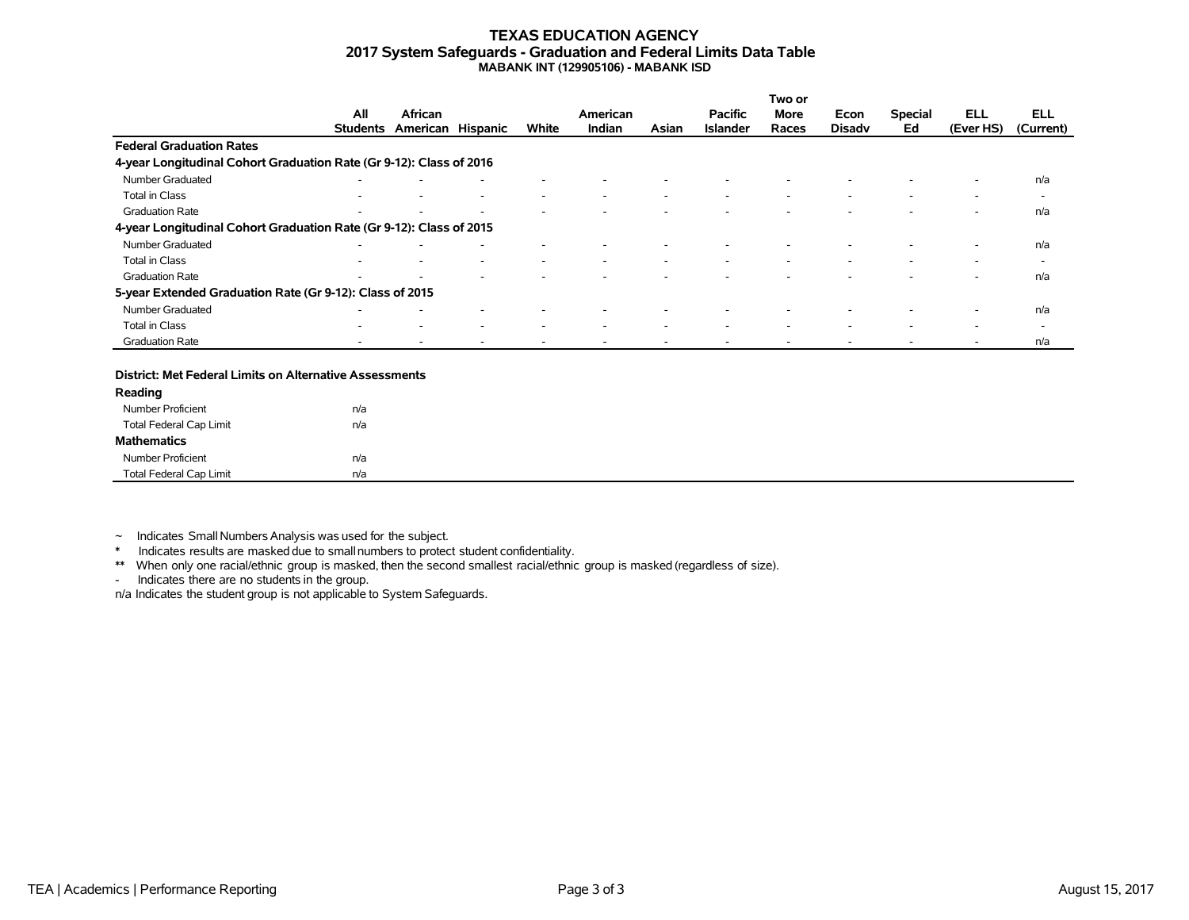# TEXAS EDUCATION AGENCY
## 2017 System Safeguards - Graduation and Federal Limits Data Table
### MABANK INT (129905106) - MABANK ISD

| | All Students | African American | Hispanic | White | American Indian | Asian | Pacific Islander | Two or More Races | Econ Disadv | Special Ed | ELL (Ever HS) | ELL (Current) |
|---|---|---|---|---|---|---|---|---|---|---|---|---|
| **Federal Graduation Rates** | | | | | | | | | | | | |
| **4-year Longitudinal Cohort Graduation Rate (Gr 9-12): Class of 2016** | | | | | | | | | | | | |
| Number Graduated | - | - | - | - | - | - | - | - | - | - | - | n/a |
| Total in Class | - | - | - | - | - | - | - | - | - | - | - | - |
| Graduation Rate | - | - | - | - | - | - | - | - | - | - | - | n/a |
| **4-year Longitudinal Cohort Graduation Rate (Gr 9-12): Class of 2015** | | | | | | | | | | | | |
| Number Graduated | - | - | - | - | - | - | - | - | - | - | - | n/a |
| Total in Class | - | - | - | - | - | - | - | - | - | - | - | - |
| Graduation Rate | - | - | - | - | - | - | - | - | - | - | - | n/a |
| **5-year Extended Graduation Rate (Gr 9-12): Class of 2015** | | | | | | | | | | | | |
| Number Graduated | - | - | - | - | - | - | - | - | - | - | - | n/a |
| Total in Class | - | - | - | - | - | - | - | - | - | - | - | - |
| Graduation Rate | - | - | - | - | - | - | - | - | - | - | - | n/a |

| **District: Met Federal Limits on Alternative Assessments** | |
|---|---|
| **Reading** | |
| Number Proficient | n/a |
| Total Federal Cap Limit | n/a |
| **Mathematics** | |
| Number Proficient | n/a |
| Total Federal Cap Limit | n/a |

~ Indicates Small Numbers Analysis was used for the subject.

* Indicates results are masked due to small numbers to protect student confidentiality.

** When only one racial/ethnic group is masked, then the second smallest racial/ethnic group is masked (regardless of size).

- Indicates there are no students in the group.

n/a Indicates the student group is not applicable to System Safeguards.